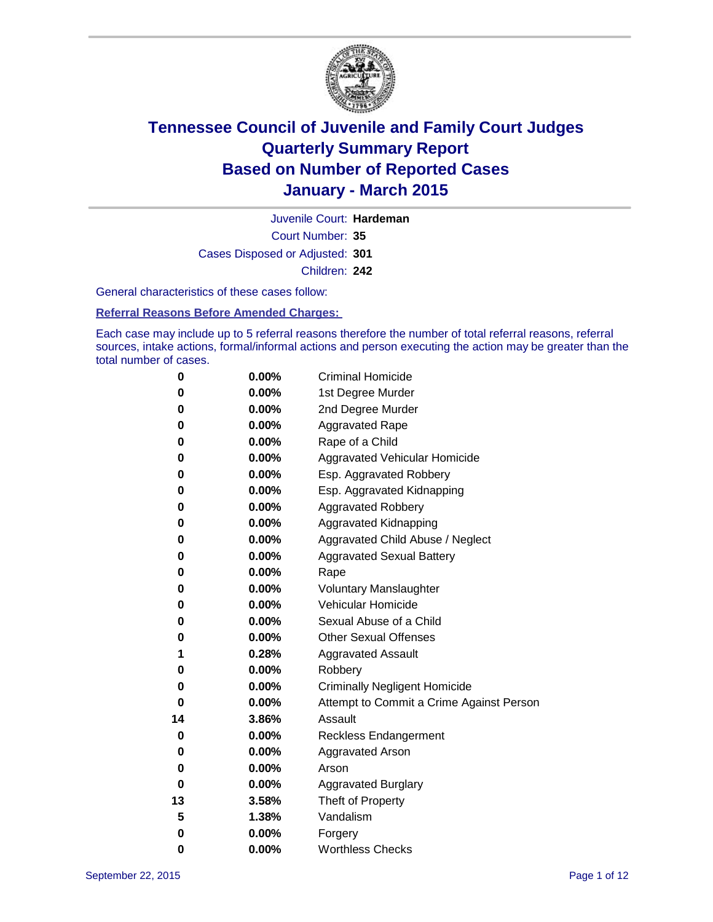# Tennessee Council of Juvenile and Family Court Judges
## Quarterly Summary Report
## Based on Number of Reported Cases
## January - March 2015

Juvenile Court: **Hardeman**

Court Number: **35**

Cases Disposed or Adjusted: **301**

Children: **242**

General characteristics of these cases follow:

**Referral Reasons Before Amended Charges:**

Each case may include up to 5 referral reasons therefore the number of total referral reasons, referral sources, intake actions, formal/informal actions and person executing the action may be greater than the total number of cases.

| Count | Percent | Referral Reason |
|---|---|---|
| 0 | 0.00% | Criminal Homicide |
| 0 | 0.00% | 1st Degree Murder |
| 0 | 0.00% | 2nd Degree Murder |
| 0 | 0.00% | Aggravated Rape |
| 0 | 0.00% | Rape of a Child |
| 0 | 0.00% | Aggravated Vehicular Homicide |
| 0 | 0.00% | Esp. Aggravated Robbery |
| 0 | 0.00% | Esp. Aggravated Kidnapping |
| 0 | 0.00% | Aggravated Robbery |
| 0 | 0.00% | Aggravated Kidnapping |
| 0 | 0.00% | Aggravated Child Abuse / Neglect |
| 0 | 0.00% | Aggravated Sexual Battery |
| 0 | 0.00% | Rape |
| 0 | 0.00% | Voluntary Manslaughter |
| 0 | 0.00% | Vehicular Homicide |
| 0 | 0.00% | Sexual Abuse of a Child |
| 0 | 0.00% | Other Sexual Offenses |
| 1 | 0.28% | Aggravated Assault |
| 0 | 0.00% | Robbery |
| 0 | 0.00% | Criminally Negligent Homicide |
| 0 | 0.00% | Attempt to Commit a Crime Against Person |
| 14 | 3.86% | Assault |
| 0 | 0.00% | Reckless Endangerment |
| 0 | 0.00% | Aggravated Arson |
| 0 | 0.00% | Arson |
| 0 | 0.00% | Aggravated Burglary |
| 13 | 3.58% | Theft of Property |
| 5 | 1.38% | Vandalism |
| 0 | 0.00% | Forgery |
| 0 | 0.00% | Worthless Checks |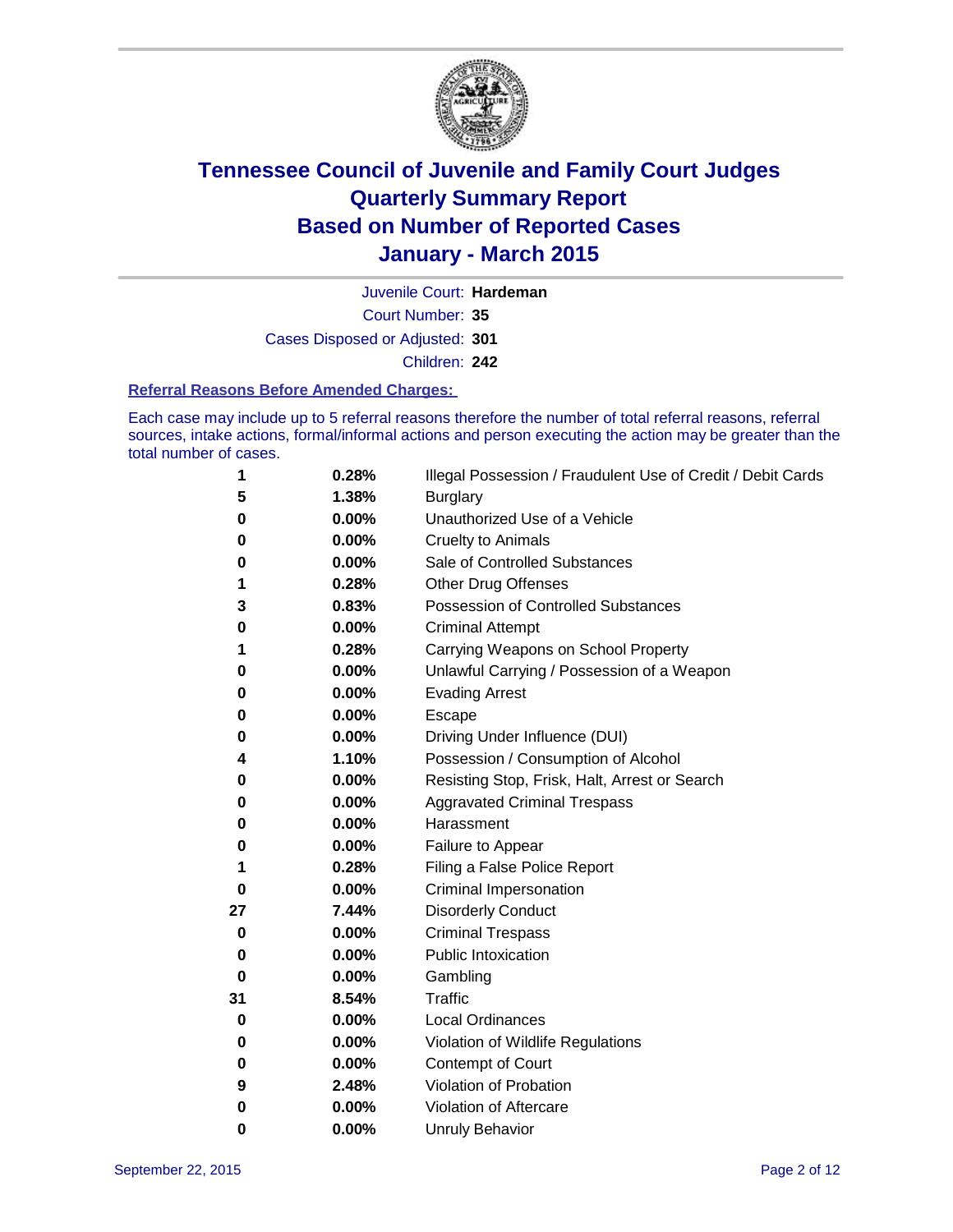# Tennessee Council of Juvenile and Family Court Judges
# Quarterly Summary Report
# Based on Number of Reported Cases
# January - March 2015

Juvenile Court: **Hardeman**

Court Number: **35**

Cases Disposed or Adjusted: **301**

Children: **242**

### Referral Reasons Before Amended Charges:

Each case may include up to 5 referral reasons therefore the number of total referral reasons, referral sources, intake actions, formal/informal actions and person executing the action may be greater than the total number of cases.

| Count | Percent | Referral Reason |
|---|---|---|
| 1 | 0.28% | Illegal Possession / Fraudulent Use of Credit / Debit Cards |
| 5 | 1.38% | Burglary |
| 0 | 0.00% | Unauthorized Use of a Vehicle |
| 0 | 0.00% | Cruelty to Animals |
| 0 | 0.00% | Sale of Controlled Substances |
| 1 | 0.28% | Other Drug Offenses |
| 3 | 0.83% | Possession of Controlled Substances |
| 0 | 0.00% | Criminal Attempt |
| 1 | 0.28% | Carrying Weapons on School Property |
| 0 | 0.00% | Unlawful Carrying / Possession of a Weapon |
| 0 | 0.00% | Evading Arrest |
| 0 | 0.00% | Escape |
| 0 | 0.00% | Driving Under Influence (DUI) |
| 4 | 1.10% | Possession / Consumption of Alcohol |
| 0 | 0.00% | Resisting Stop, Frisk, Halt, Arrest or Search |
| 0 | 0.00% | Aggravated Criminal Trespass |
| 0 | 0.00% | Harassment |
| 0 | 0.00% | Failure to Appear |
| 1 | 0.28% | Filing a False Police Report |
| 0 | 0.00% | Criminal Impersonation |
| 27 | 7.44% | Disorderly Conduct |
| 0 | 0.00% | Criminal Trespass |
| 0 | 0.00% | Public Intoxication |
| 0 | 0.00% | Gambling |
| 31 | 8.54% | Traffic |
| 0 | 0.00% | Local Ordinances |
| 0 | 0.00% | Violation of Wildlife Regulations |
| 0 | 0.00% | Contempt of Court |
| 9 | 2.48% | Violation of Probation |
| 0 | 0.00% | Violation of Aftercare |
| 0 | 0.00% | Unruly Behavior |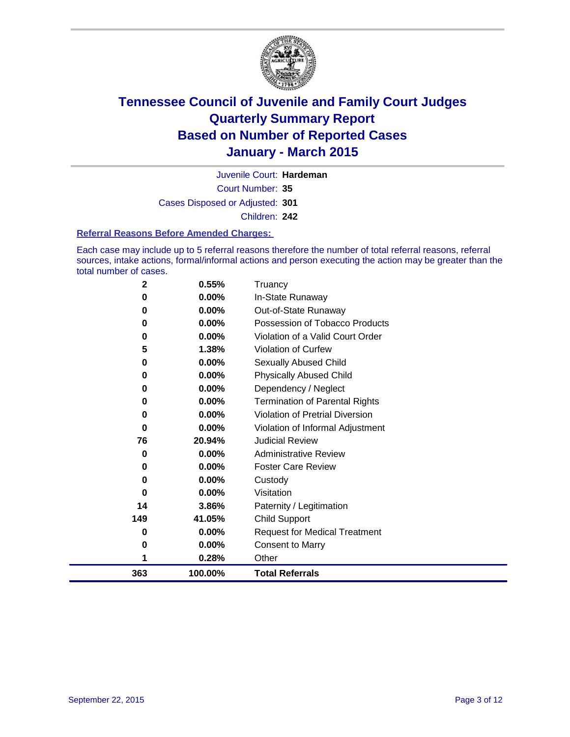# Tennessee Council of Juvenile and Family Court Judges
## Quarterly Summary Report
## Based on Number of Reported Cases
## January - March 2015

Juvenile Court: **Hardeman**

Court Number: **35**

Cases Disposed or Adjusted: **301**

Children: **242**

### Referral Reasons Before Amended Charges:

Each case may include up to 5 referral reasons therefore the number of total referral reasons, referral sources, intake actions, formal/informal actions and person executing the action may be greater than the total number of cases.

| Count | Percent | Referral Reason |
|---|---|---|
| 2 | 0.55% | Truancy |
| 0 | 0.00% | In-State Runaway |
| 0 | 0.00% | Out-of-State Runaway |
| 0 | 0.00% | Possession of Tobacco Products |
| 0 | 0.00% | Violation of a Valid Court Order |
| 5 | 1.38% | Violation of Curfew |
| 0 | 0.00% | Sexually Abused Child |
| 0 | 0.00% | Physically Abused Child |
| 0 | 0.00% | Dependency / Neglect |
| 0 | 0.00% | Termination of Parental Rights |
| 0 | 0.00% | Violation of Pretrial Diversion |
| 0 | 0.00% | Violation of Informal Adjustment |
| 76 | 20.94% | Judicial Review |
| 0 | 0.00% | Administrative Review |
| 0 | 0.00% | Foster Care Review |
| 0 | 0.00% | Custody |
| 0 | 0.00% | Visitation |
| 14 | 3.86% | Paternity / Legitimation |
| 149 | 41.05% | Child Support |
| 0 | 0.00% | Request for Medical Treatment |
| 0 | 0.00% | Consent to Marry |
| 1 | 0.28% | Other |
| **363** | **100.00%** | **Total Referrals** |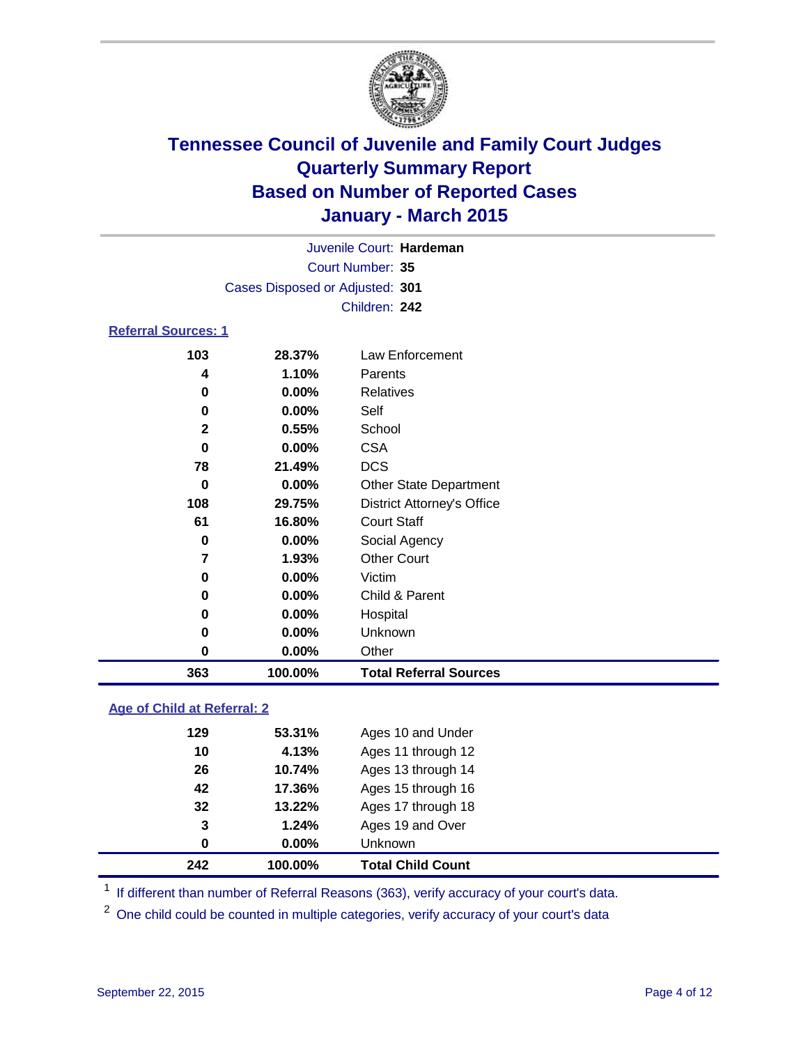# Tennessee Council of Juvenile and Family Court Judges
# Quarterly Summary Report
# Based on Number of Reported Cases
# January - March 2015

Juvenile Court: **Hardeman**

Court Number: **35**

Cases Disposed or Adjusted: **301**

Children: **242**

## Referral Sources: 1

| Count | Percent | Source |
|---|---|---|
| 103 | 28.37% | Law Enforcement |
| 4 | 1.10% | Parents |
| 0 | 0.00% | Relatives |
| 0 | 0.00% | Self |
| 2 | 0.55% | School |
| 0 | 0.00% | CSA |
| 78 | 21.49% | DCS |
| 0 | 0.00% | Other State Department |
| 108 | 29.75% | District Attorney's Office |
| 61 | 16.80% | Court Staff |
| 0 | 0.00% | Social Agency |
| 7 | 1.93% | Other Court |
| 0 | 0.00% | Victim |
| 0 | 0.00% | Child & Parent |
| 0 | 0.00% | Hospital |
| 0 | 0.00% | Unknown |
| 0 | 0.00% | Other |
| **363** | **100.00%** | **Total Referral Sources** |

## Age of Child at Referral: 2

| Count | Percent | Age |
|---|---|---|
| 129 | 53.31% | Ages 10 and Under |
| 10 | 4.13% | Ages 11 through 12 |
| 26 | 10.74% | Ages 13 through 14 |
| 42 | 17.36% | Ages 15 through 16 |
| 32 | 13.22% | Ages 17 through 18 |
| 3 | 1.24% | Ages 19 and Over |
| 0 | 0.00% | Unknown |
| **242** | **100.00%** | **Total Child Count** |

[1] If different than number of Referral Reasons (363), verify accuracy of your court's data.

[2] One child could be counted in multiple categories, verify accuracy of your court's data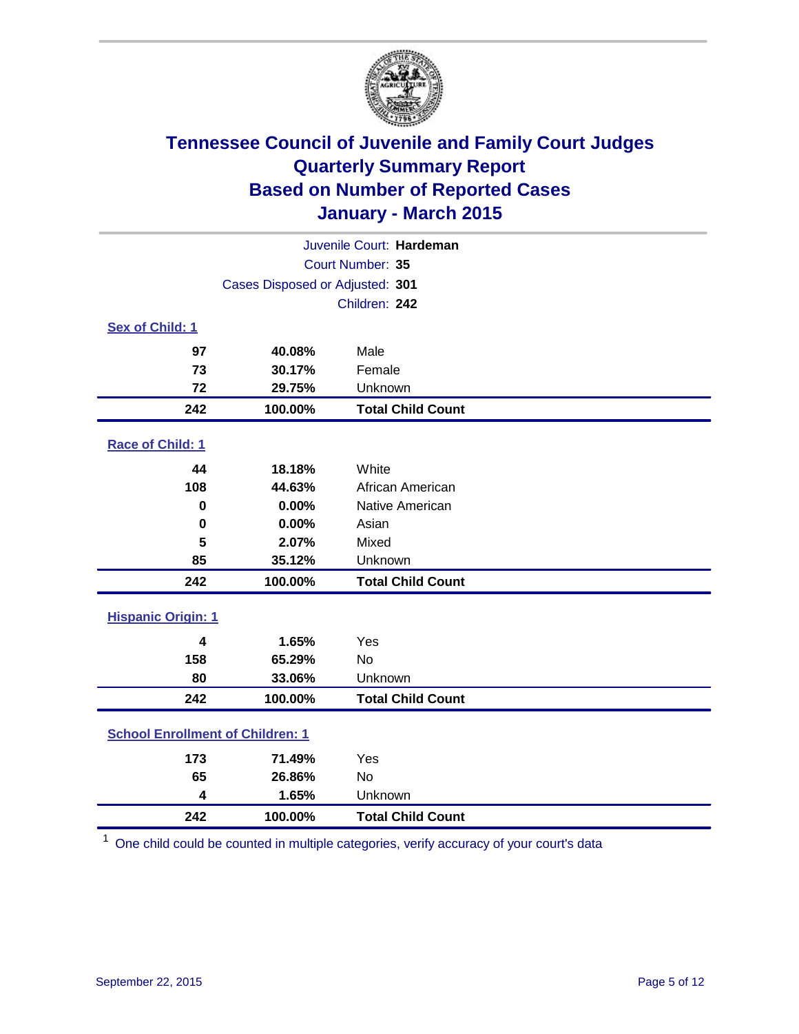# Tennessee Council of Juvenile and Family Court Judges
## Quarterly Summary Report
## Based on Number of Reported Cases
## January - March 2015

Juvenile Court: **Hardeman**
Court Number: **35**
Cases Disposed or Adjusted: **301**
Children: **242**

### Sex of Child: 1

| Count | Percent | Category |
|---|---|---|
| 97 | 40.08% | Male |
| 73 | 30.17% | Female |
| 72 | 29.75% | Unknown |
| **242** | **100.00%** | **Total Child Count** |

### Race of Child: 1

| Count | Percent | Category |
|---|---|---|
| 44 | 18.18% | White |
| 108 | 44.63% | African American |
| 0 | 0.00% | Native American |
| 0 | 0.00% | Asian |
| 5 | 2.07% | Mixed |
| 85 | 35.12% | Unknown |
| **242** | **100.00%** | **Total Child Count** |

### Hispanic Origin: 1

| Count | Percent | Category |
|---|---|---|
| 4 | 1.65% | Yes |
| 158 | 65.29% | No |
| 80 | 33.06% | Unknown |
| **242** | **100.00%** | **Total Child Count** |

### School Enrollment of Children: 1

| Count | Percent | Category |
|---|---|---|
| 173 | 71.49% | Yes |
| 65 | 26.86% | No |
| 4 | 1.65% | Unknown |
| **242** | **100.00%** | **Total Child Count** |

[1] One child could be counted in multiple categories, verify accuracy of your court's data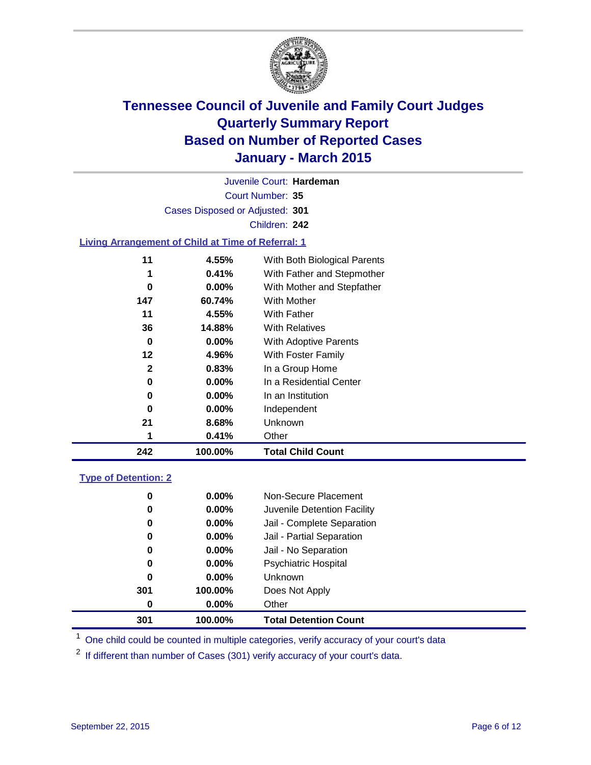# Tennessee Council of Juvenile and Family Court Judges
## Quarterly Summary Report
## Based on Number of Reported Cases
## January - March 2015

Juvenile Court: **Hardeman**

Court Number: **35**

Cases Disposed or Adjusted: **301**

Children: **242**

### Living Arrangement of Child at Time of Referral: 1

| Count | Percent | Category |
|---|---|---|
| 11 | 4.55% | With Both Biological Parents |
| 1 | 0.41% | With Father and Stepmother |
| 0 | 0.00% | With Mother and Stepfather |
| 147 | 60.74% | With Mother |
| 11 | 4.55% | With Father |
| 36 | 14.88% | With Relatives |
| 0 | 0.00% | With Adoptive Parents |
| 12 | 4.96% | With Foster Family |
| 2 | 0.83% | In a Group Home |
| 0 | 0.00% | In a Residential Center |
| 0 | 0.00% | In an Institution |
| 0 | 0.00% | Independent |
| 21 | 8.68% | Unknown |
| 1 | 0.41% | Other |
| **242** | **100.00%** | **Total Child Count** |

### Type of Detention: 2

| Count | Percent | Category |
|---|---|---|
| 0 | 0.00% | Non-Secure Placement |
| 0 | 0.00% | Juvenile Detention Facility |
| 0 | 0.00% | Jail - Complete Separation |
| 0 | 0.00% | Jail - Partial Separation |
| 0 | 0.00% | Jail - No Separation |
| 0 | 0.00% | Psychiatric Hospital |
| 0 | 0.00% | Unknown |
| 301 | 100.00% | Does Not Apply |
| 0 | 0.00% | Other |
| **301** | **100.00%** | **Total Detention Count** |

[1] One child could be counted in multiple categories, verify accuracy of your court's data

[2] If different than number of Cases (301) verify accuracy of your court's data.

September 22, 2015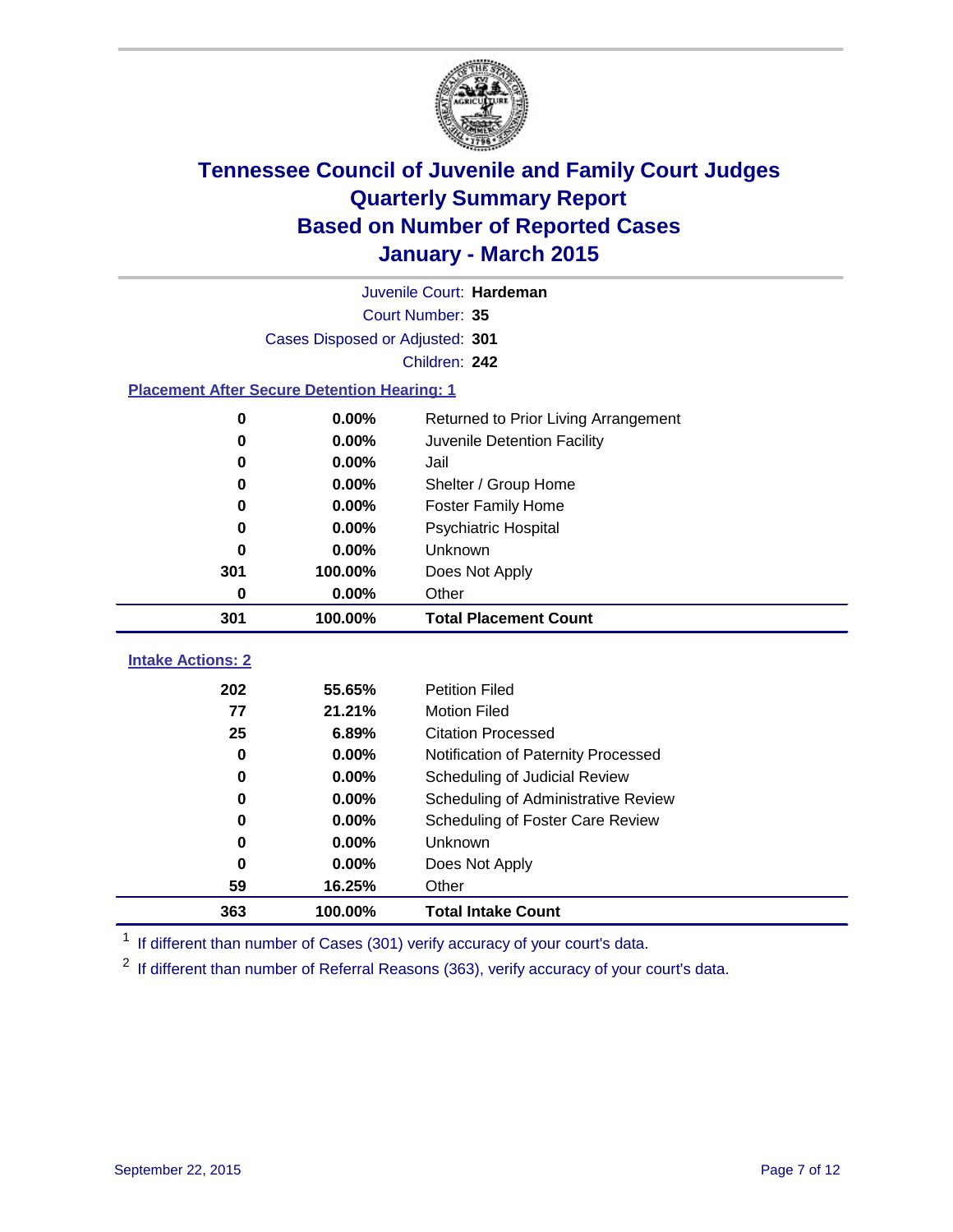# Tennessee Council of Juvenile and Family Court Judges
# Quarterly Summary Report
# Based on Number of Reported Cases
# January - March 2015

Juvenile Court: **Hardeman**

Court Number: **35**

Cases Disposed or Adjusted: **301**

Children: **242**

### Placement After Secure Detention Hearing: 1

| Count | Percent | Placement |
|---|---|---|
| 0 | 0.00% | Returned to Prior Living Arrangement |
| 0 | 0.00% | Juvenile Detention Facility |
| 0 | 0.00% | Jail |
| 0 | 0.00% | Shelter / Group Home |
| 0 | 0.00% | Foster Family Home |
| 0 | 0.00% | Psychiatric Hospital |
| 0 | 0.00% | Unknown |
| 301 | 100.00% | Does Not Apply |
| 0 | 0.00% | Other |
| **301** | **100.00%** | **Total Placement Count** |

### Intake Actions: 2

| Count | Percent | Intake Action |
|---|---|---|
| 202 | 55.65% | Petition Filed |
| 77 | 21.21% | Motion Filed |
| 25 | 6.89% | Citation Processed |
| 0 | 0.00% | Notification of Paternity Processed |
| 0 | 0.00% | Scheduling of Judicial Review |
| 0 | 0.00% | Scheduling of Administrative Review |
| 0 | 0.00% | Scheduling of Foster Care Review |
| 0 | 0.00% | Unknown |
| 0 | 0.00% | Does Not Apply |
| 59 | 16.25% | Other |
| **363** | **100.00%** | **Total Intake Count** |

[1] If different than number of Cases (301) verify accuracy of your court's data.

[2] If different than number of Referral Reasons (363), verify accuracy of your court's data.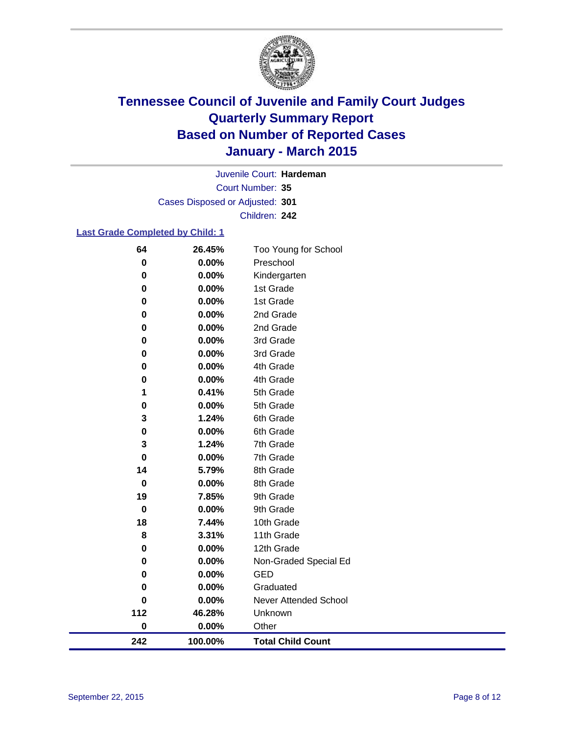# Tennessee Council of Juvenile and Family Court Judges
## Quarterly Summary Report
## Based on Number of Reported Cases
## January - March 2015

Juvenile Court: **Hardeman**

Court Number: **35**

Cases Disposed or Adjusted: **301**

Children: **242**

### Last Grade Completed by Child: 1

| Count | Percent | Grade |
|---|---|---|
| 64 | 26.45% | Too Young for School |
| 0 | 0.00% | Preschool |
| 0 | 0.00% | Kindergarten |
| 0 | 0.00% | 1st Grade |
| 0 | 0.00% | 1st Grade |
| 0 | 0.00% | 2nd Grade |
| 0 | 0.00% | 2nd Grade |
| 0 | 0.00% | 3rd Grade |
| 0 | 0.00% | 3rd Grade |
| 0 | 0.00% | 4th Grade |
| 0 | 0.00% | 4th Grade |
| 1 | 0.41% | 5th Grade |
| 0 | 0.00% | 5th Grade |
| 3 | 1.24% | 6th Grade |
| 0 | 0.00% | 6th Grade |
| 3 | 1.24% | 7th Grade |
| 0 | 0.00% | 7th Grade |
| 14 | 5.79% | 8th Grade |
| 0 | 0.00% | 8th Grade |
| 19 | 7.85% | 9th Grade |
| 0 | 0.00% | 9th Grade |
| 18 | 7.44% | 10th Grade |
| 8 | 3.31% | 11th Grade |
| 0 | 0.00% | 12th Grade |
| 0 | 0.00% | Non-Graded Special Ed |
| 0 | 0.00% | GED |
| 0 | 0.00% | Graduated |
| 0 | 0.00% | Never Attended School |
| 112 | 46.28% | Unknown |
| 0 | 0.00% | Other |
| **242** | **100.00%** | **Total Child Count** |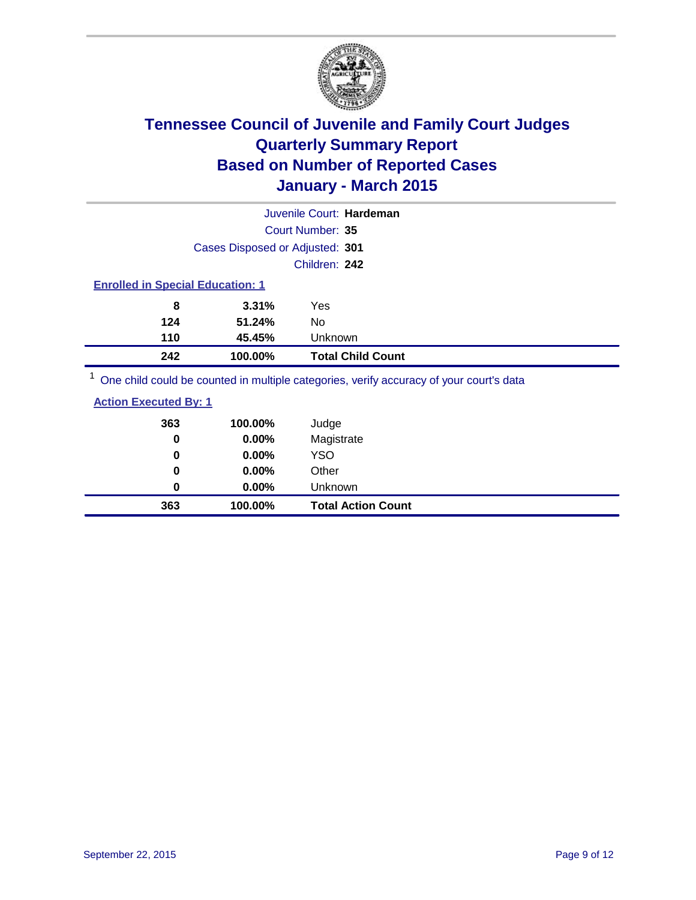# Tennessee Council of Juvenile and Family Court Judges
# Quarterly Summary Report
# Based on Number of Reported Cases
# January - March 2015

Juvenile Court: **Hardeman**

Court Number: **35**

Cases Disposed or Adjusted: **301**

Children: **242**

### Enrolled in Special Education: 1

| | | |
|---|---|---|
| 8 | 3.31% | Yes |
| 124 | 51.24% | No |
| 110 | 45.45% | Unknown |
| **242** | **100.00%** | **Total Child Count** |

[1] One child could be counted in multiple categories, verify accuracy of your court's data

### Action Executed By: 1

| | | |
|---|---|---|
| 363 | 100.00% | Judge |
| 0 | 0.00% | Magistrate |
| 0 | 0.00% | YSO |
| 0 | 0.00% | Other |
| 0 | 0.00% | Unknown |
| **363** | **100.00%** | **Total Action Count** |

September 22, 2015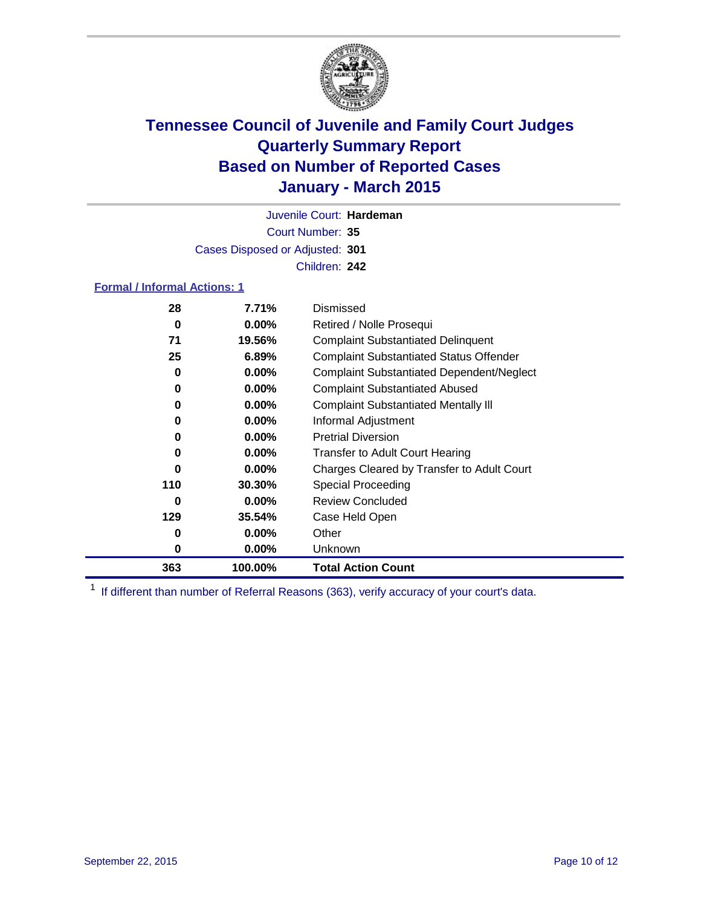# Tennessee Council of Juvenile and Family Court Judges
# Quarterly Summary Report
# Based on Number of Reported Cases
# January - March 2015

Juvenile Court: **Hardeman**

Court Number: **35**

Cases Disposed or Adjusted: **301**

Children: **242**

### Formal / Informal Actions: 1

| Count | Percent | Action |
|---|---|---|
| 28 | 7.71% | Dismissed |
| 0 | 0.00% | Retired / Nolle Prosequi |
| 71 | 19.56% | Complaint Substantiated Delinquent |
| 25 | 6.89% | Complaint Substantiated Status Offender |
| 0 | 0.00% | Complaint Substantiated Dependent/Neglect |
| 0 | 0.00% | Complaint Substantiated Abused |
| 0 | 0.00% | Complaint Substantiated Mentally Ill |
| 0 | 0.00% | Informal Adjustment |
| 0 | 0.00% | Pretrial Diversion |
| 0 | 0.00% | Transfer to Adult Court Hearing |
| 0 | 0.00% | Charges Cleared by Transfer to Adult Court |
| 110 | 30.30% | Special Proceeding |
| 0 | 0.00% | Review Concluded |
| 129 | 35.54% | Case Held Open |
| 0 | 0.00% | Other |
| 0 | 0.00% | Unknown |
| **363** | **100.00%** | **Total Action Count** |

[1] If different than number of Referral Reasons (363), verify accuracy of your court's data.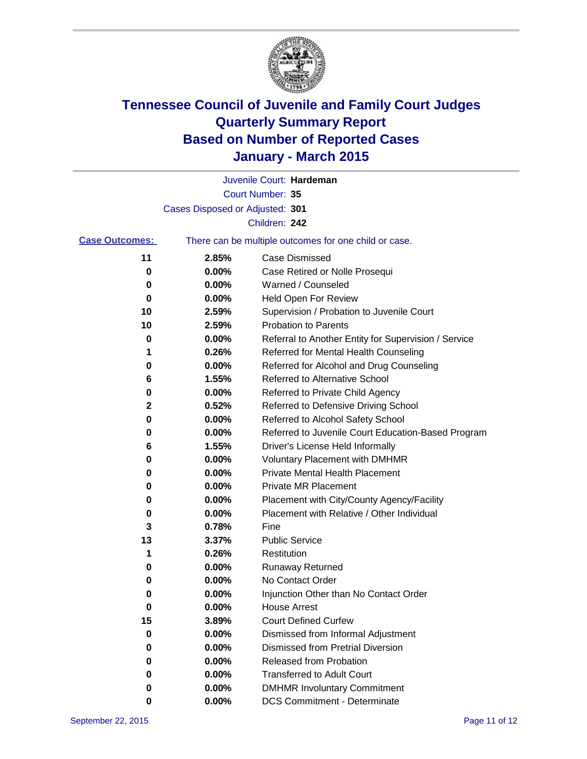# Tennessee Council of Juvenile and Family Court Judges
## Quarterly Summary Report
## Based on Number of Reported Cases
## January - March 2015

Juvenile Court: **Hardeman**

Court Number: **35**

Cases Disposed or Adjusted: **301**

Children: **242**

**Case Outcomes:** There can be multiple outcomes for one child or case.

| | | |
|---|---|---|
| 11 | 2.85% | Case Dismissed |
| 0 | 0.00% | Case Retired or Nolle Prosequi |
| 0 | 0.00% | Warned / Counseled |
| 0 | 0.00% | Held Open For Review |
| 10 | 2.59% | Supervision / Probation to Juvenile Court |
| 10 | 2.59% | Probation to Parents |
| 0 | 0.00% | Referral to Another Entity for Supervision / Service |
| 1 | 0.26% | Referred for Mental Health Counseling |
| 0 | 0.00% | Referred for Alcohol and Drug Counseling |
| 6 | 1.55% | Referred to Alternative School |
| 0 | 0.00% | Referred to Private Child Agency |
| 2 | 0.52% | Referred to Defensive Driving School |
| 0 | 0.00% | Referred to Alcohol Safety School |
| 0 | 0.00% | Referred to Juvenile Court Education-Based Program |
| 6 | 1.55% | Driver's License Held Informally |
| 0 | 0.00% | Voluntary Placement with DMHMR |
| 0 | 0.00% | Private Mental Health Placement |
| 0 | 0.00% | Private MR Placement |
| 0 | 0.00% | Placement with City/County Agency/Facility |
| 0 | 0.00% | Placement with Relative / Other Individual |
| 3 | 0.78% | Fine |
| 13 | 3.37% | Public Service |
| 1 | 0.26% | Restitution |
| 0 | 0.00% | Runaway Returned |
| 0 | 0.00% | No Contact Order |
| 0 | 0.00% | Injunction Other than No Contact Order |
| 0 | 0.00% | House Arrest |
| 15 | 3.89% | Court Defined Curfew |
| 0 | 0.00% | Dismissed from Informal Adjustment |
| 0 | 0.00% | Dismissed from Pretrial Diversion |
| 0 | 0.00% | Released from Probation |
| 0 | 0.00% | Transferred to Adult Court |
| 0 | 0.00% | DMHMR Involuntary Commitment |
| 0 | 0.00% | DCS Commitment - Determinate |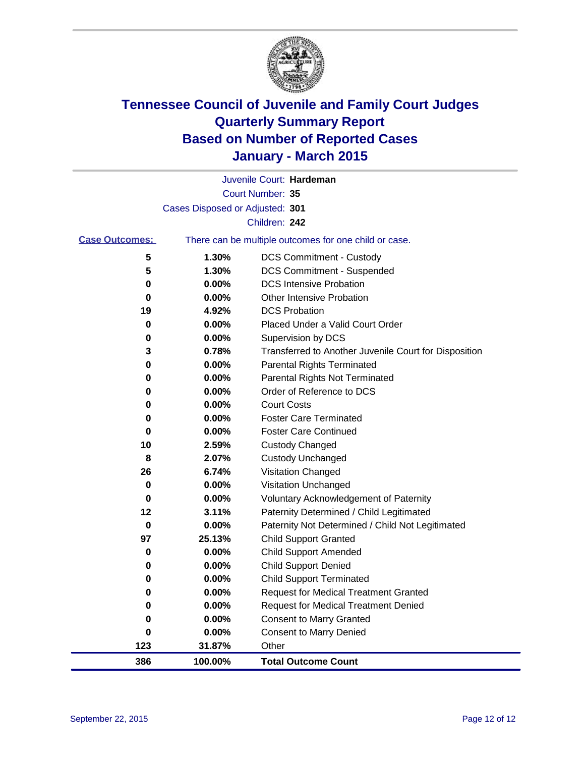# Tennessee Council of Juvenile and Family Court Judges
# Quarterly Summary Report
# Based on Number of Reported Cases
# January - March 2015

Juvenile Court: **Hardeman**

Court Number: **35**

Cases Disposed or Adjusted: **301**

Children: **242**

**Case Outcomes:** There can be multiple outcomes for one child or case.

| | | |
|---|---|---|
| 5 | 1.30% | DCS Commitment - Custody |
| 5 | 1.30% | DCS Commitment - Suspended |
| 0 | 0.00% | DCS Intensive Probation |
| 0 | 0.00% | Other Intensive Probation |
| 19 | 4.92% | DCS Probation |
| 0 | 0.00% | Placed Under a Valid Court Order |
| 0 | 0.00% | Supervision by DCS |
| 3 | 0.78% | Transferred to Another Juvenile Court for Disposition |
| 0 | 0.00% | Parental Rights Terminated |
| 0 | 0.00% | Parental Rights Not Terminated |
| 0 | 0.00% | Order of Reference to DCS |
| 0 | 0.00% | Court Costs |
| 0 | 0.00% | Foster Care Terminated |
| 0 | 0.00% | Foster Care Continued |
| 10 | 2.59% | Custody Changed |
| 8 | 2.07% | Custody Unchanged |
| 26 | 6.74% | Visitation Changed |
| 0 | 0.00% | Visitation Unchanged |
| 0 | 0.00% | Voluntary Acknowledgement of Paternity |
| 12 | 3.11% | Paternity Determined / Child Legitimated |
| 0 | 0.00% | Paternity Not Determined / Child Not Legitimated |
| 97 | 25.13% | Child Support Granted |
| 0 | 0.00% | Child Support Amended |
| 0 | 0.00% | Child Support Denied |
| 0 | 0.00% | Child Support Terminated |
| 0 | 0.00% | Request for Medical Treatment Granted |
| 0 | 0.00% | Request for Medical Treatment Denied |
| 0 | 0.00% | Consent to Marry Granted |
| 0 | 0.00% | Consent to Marry Denied |
| 123 | 31.87% | Other |
| **386** | **100.00%** | **Total Outcome Count** |

September 22, 2015